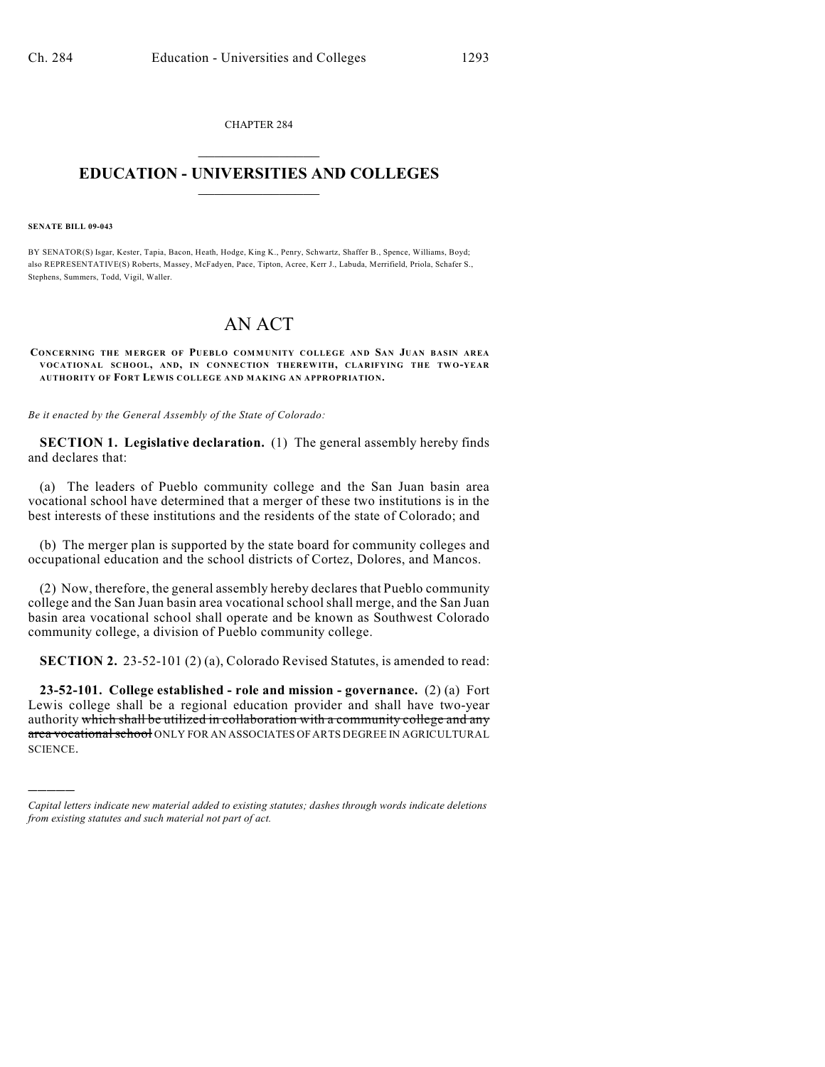CHAPTER 284

# EDUCATION - UNIVERSITIES AND COLLEGES

**SENATE BILL 09-043**

BY SENATOR(S) Isgar, Kester, Tapia, Bacon, Heath, Hodge, King K., Penry, Schwartz, Shaffer B., Spence, Williams, Boyd; also REPRESENTATIVE(S) Roberts, Massey, McFadyen, Pace, Tipton, Acree, Kerr J., Labuda, Merrifield, Priola, Schafer S., Stephens, Summers, Todd, Vigil, Waller.

# AN ACT

CONCERNING THE MERGER OF PUEBLO COMMUNITY COLLEGE AND SAN JUAN BASIN AREA VOCATIONAL SCHOOL, AND, IN CONNECTION THEREWITH, CLARIFYING THE TWO-YEAR AUTHORITY OF FORT LEWIS COLLEGE AND MAKING AN APPROPRIATION.

*Be it enacted by the General Assembly of the State of Colorado:*

**SECTION 1. Legislative declaration.** (1) The general assembly hereby finds and declares that:

(a) The leaders of Pueblo community college and the San Juan basin area vocational school have determined that a merger of these two institutions is in the best interests of these institutions and the residents of the state of Colorado; and

(b) The merger plan is supported by the state board for community colleges and occupational education and the school districts of Cortez, Dolores, and Mancos.

(2) Now, therefore, the general assembly hereby declares that Pueblo community college and the San Juan basin area vocational school shall merge, and the San Juan basin area vocational school shall operate and be known as Southwest Colorado community college, a division of Pueblo community college.

**SECTION 2.** 23-52-101 (2) (a), Colorado Revised Statutes, is amended to read:

**23-52-101. College established - role and mission - governance.** (2) (a) Fort Lewis college shall be a regional education provider and shall have two-year authority ~~which shall be utilized in collaboration with a community college and any area vocational school~~ ONLY FOR AN ASSOCIATES OF ARTS DEGREE IN AGRICULTURAL SCIENCE.

---

*Capital letters indicate new material added to existing statutes; dashes through words indicate deletions from existing statutes and such material not part of act.*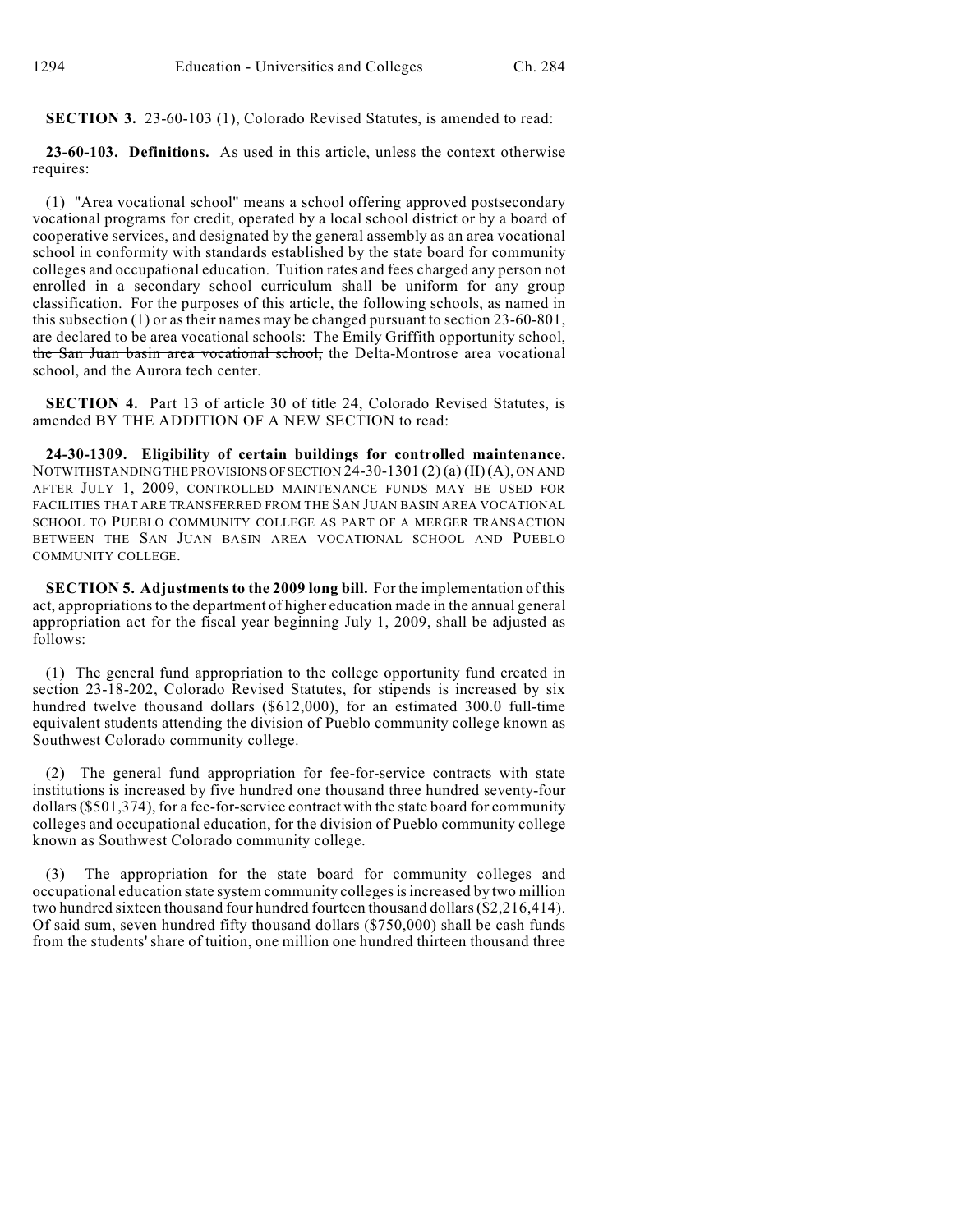**SECTION 3.** 23-60-103 (1), Colorado Revised Statutes, is amended to read:

**23-60-103. Definitions.** As used in this article, unless the context otherwise requires:

(1) "Area vocational school" means a school offering approved postsecondary vocational programs for credit, operated by a local school district or by a board of cooperative services, and designated by the general assembly as an area vocational school in conformity with standards established by the state board for community colleges and occupational education. Tuition rates and fees charged any person not enrolled in a secondary school curriculum shall be uniform for any group classification. For the purposes of this article, the following schools, as named in this subsection (1) or as their names may be changed pursuant to section 23-60-801, are declared to be area vocational schools: The Emily Griffith opportunity school, ~~the San Juan basin area vocational school,~~ the Delta-Montrose area vocational school, and the Aurora tech center.

**SECTION 4.** Part 13 of article 30 of title 24, Colorado Revised Statutes, is amended BY THE ADDITION OF A NEW SECTION to read:

**24-30-1309. Eligibility of certain buildings for controlled maintenance.** NOTWITHSTANDING THE PROVISIONS OF SECTION 24-30-1301 (2) (a) (II) (A), ON AND AFTER JULY 1, 2009, CONTROLLED MAINTENANCE FUNDS MAY BE USED FOR FACILITIES THAT ARE TRANSFERRED FROM THE SAN JUAN BASIN AREA VOCATIONAL SCHOOL TO PUEBLO COMMUNITY COLLEGE AS PART OF A MERGER TRANSACTION BETWEEN THE SAN JUAN BASIN AREA VOCATIONAL SCHOOL AND PUEBLO COMMUNITY COLLEGE.

**SECTION 5. Adjustments to the 2009 long bill.** For the implementation of this act, appropriations to the department of higher education made in the annual general appropriation act for the fiscal year beginning July 1, 2009, shall be adjusted as follows:

(1) The general fund appropriation to the college opportunity fund created in section 23-18-202, Colorado Revised Statutes, for stipends is increased by six hundred twelve thousand dollars ($612,000), for an estimated 300.0 full-time equivalent students attending the division of Pueblo community college known as Southwest Colorado community college.

(2) The general fund appropriation for fee-for-service contracts with state institutions is increased by five hundred one thousand three hundred seventy-four dollars ($501,374), for a fee-for-service contract with the state board for community colleges and occupational education, for the division of Pueblo community college known as Southwest Colorado community college.

(3) The appropriation for the state board for community colleges and occupational education state system community colleges is increased by two million two hundred sixteen thousand four hundred fourteen thousand dollars ($2,216,414). Of said sum, seven hundred fifty thousand dollars ($750,000) shall be cash funds from the students' share of tuition, one million one hundred thirteen thousand three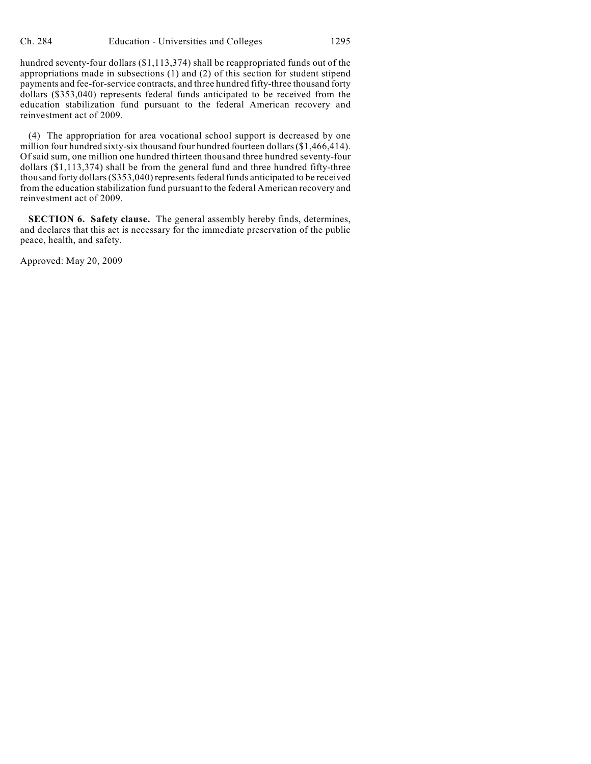hundred seventy-four dollars ($1,113,374) shall be reappropriated funds out of the appropriations made in subsections (1) and (2) of this section for student stipend payments and fee-for-service contracts, and three hundred fifty-three thousand forty dollars ($353,040) represents federal funds anticipated to be received from the education stabilization fund pursuant to the federal American recovery and reinvestment act of 2009.

(4) The appropriation for area vocational school support is decreased by one million four hundred sixty-six thousand four hundred fourteen dollars ($1,466,414). Of said sum, one million one hundred thirteen thousand three hundred seventy-four dollars ($1,113,374) shall be from the general fund and three hundred fifty-three thousand forty dollars ($353,040) represents federal funds anticipated to be received from the education stabilization fund pursuant to the federal American recovery and reinvestment act of 2009.

**SECTION 6. Safety clause.** The general assembly hereby finds, determines, and declares that this act is necessary for the immediate preservation of the public peace, health, and safety.

Approved: May 20, 2009